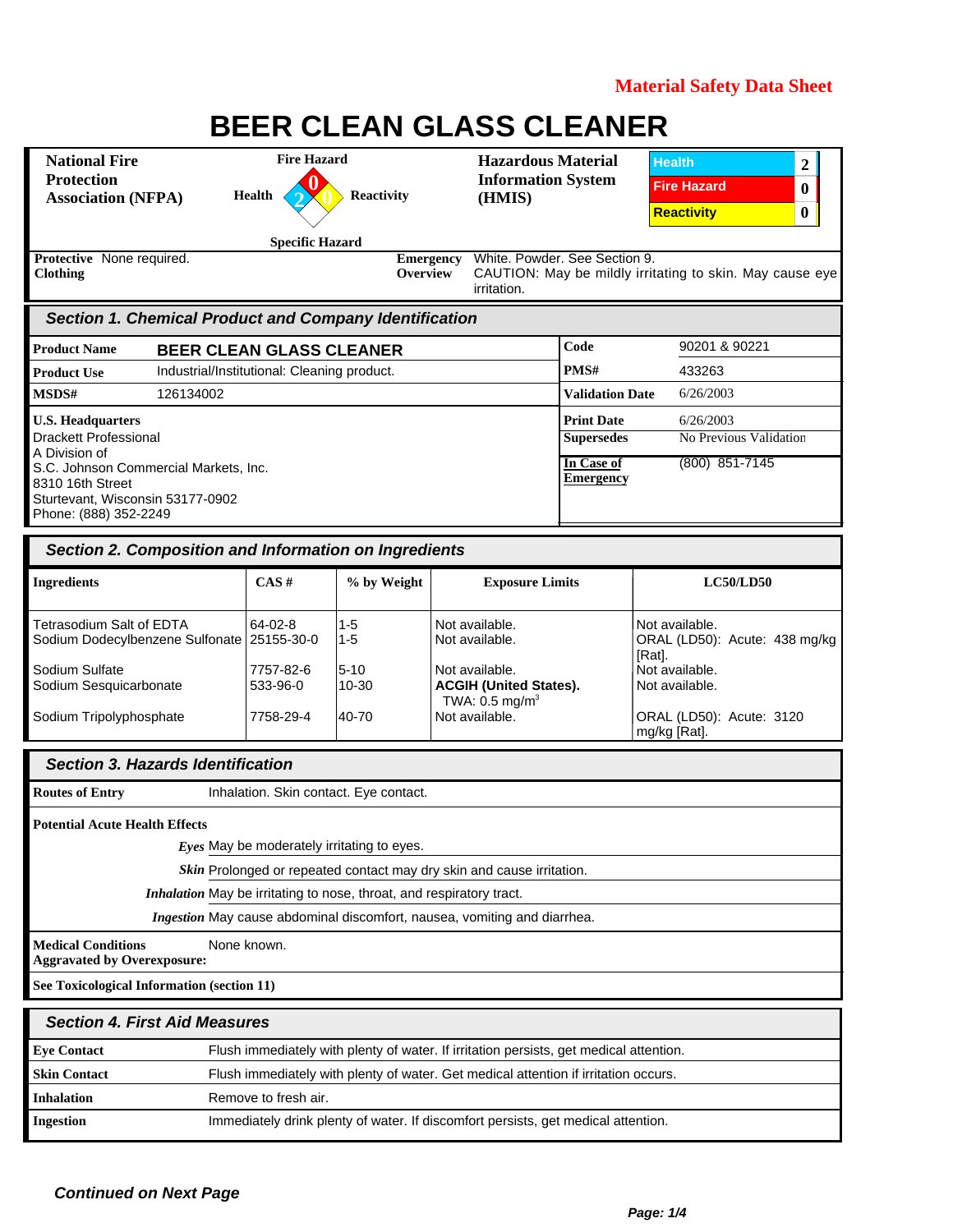Material Safety Data Sheet

# BEER CLEAN GLASS CLEANER

| National Fire Protection Association (NFPA) | Fire Hazard: 0; Health: 2; Reactivity: 0; Specific Hazard | Hazardous Material Information System (HMIS) | Health: 2; Fire Hazard: 0; Reactivity: 0 |
|---|---|---|---|

**Protective Clothing** None required.

**Emergency Overview** White. Powder. See Section 9. CAUTION: May be mildly irritating to skin. May cause eye irritation.

## Section 1. Chemical Product and Company Identification

| | | | |
|---|---|---|---|
| **Product Name** | **BEER CLEAN GLASS CLEANER** | **Code** | 90201 & 90221 |
| **Product Use** | Industrial/Institutional: Cleaning product. | **PMS#** | 433263 |
| **MSDS#** | 126134002 | **Validation Date** | 6/26/2003 |
| **U.S. Headquarters** | | **Print Date** | 6/26/2003 |
| | | **Supersedes** | No Previous Validation |
| | | **In Case of Emergency** | (800) 851-7145 |

**U.S. Headquarters**
Drackett Professional
A Division of
S.C. Johnson Commercial Markets, Inc.
8310 16th Street
Sturtevant, Wisconsin 53177-0902
Phone: (888) 352-2249

## Section 2. Composition and Information on Ingredients

| Ingredients | CAS # | % by Weight | Exposure Limits | LC50/LD50 |
|---|---|---|---|---|
| Tetrasodium Salt of EDTA | 64-02-8 | 1-5 | Not available. | Not available. |
| Sodium Dodecylbenzene Sulfonate | 25155-30-0 | 1-5 | Not available. | ORAL (LD50): Acute: 438 mg/kg [Rat]. |
| Sodium Sulfate | 7757-82-6 | 5-10 | Not available. | Not available. |
| Sodium Sesquicarbonate | 533-96-0 | 10-30 | **ACGIH (United States).** TWA: 0.5 mg/m$^3$ | Not available. |
| Sodium Tripolyphosphate | 7758-29-4 | 40-70 | Not available. | ORAL (LD50): Acute: 3120 mg/kg [Rat]. |

## Section 3. Hazards Identification

**Routes of Entry** Inhalation. Skin contact. Eye contact.

**Potential Acute Health Effects**

- ***Eyes*** May be moderately irritating to eyes.
- ***Skin*** Prolonged or repeated contact may dry skin and cause irritation.
- ***Inhalation*** May be irritating to nose, throat, and respiratory tract.
- ***Ingestion*** May cause abdominal discomfort, nausea, vomiting and diarrhea.

**Medical Conditions Aggravated by Overexposure:** None known.

**See Toxicological Information (section 11)**

## Section 4. First Aid Measures

| | |
|---|---|
| **Eye Contact** | Flush immediately with plenty of water. If irritation persists, get medical attention. |
| **Skin Contact** | Flush immediately with plenty of water. Get medical attention if irritation occurs. |
| **Inhalation** | Remove to fresh air. |
| **Ingestion** | Immediately drink plenty of water. If discomfort persists, get medical attention. |

***Continued on Next Page***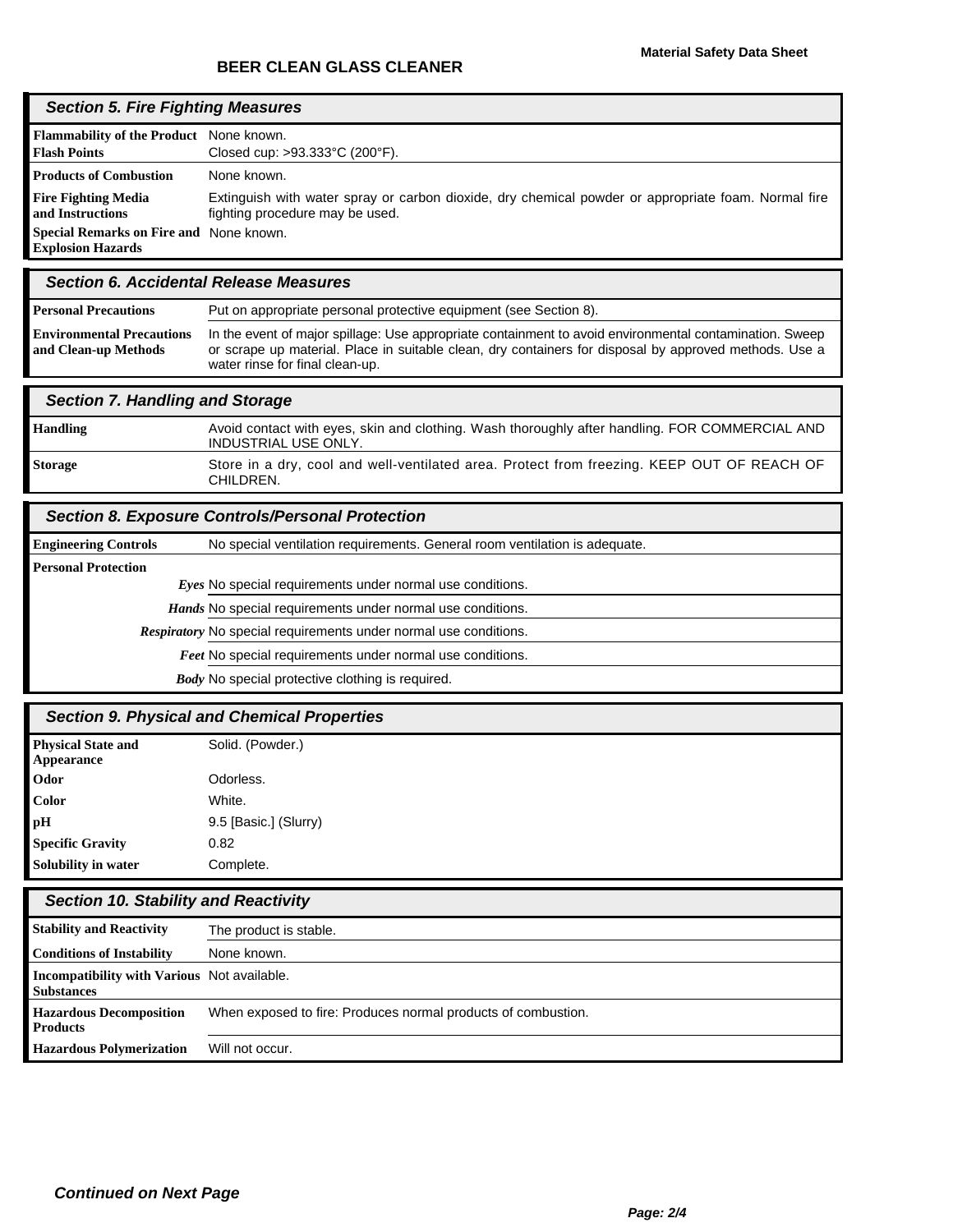# BEER CLEAN GLASS CLEANER

## Section 5. Fire Fighting Measures

| | |
|---|---|
| **Flammability of the Product** | None known. |
| **Flash Points** | Closed cup: >93.333°C (200°F). |
| **Products of Combustion** | None known. |
| **Fire Fighting Media and Instructions** | Extinguish with water spray or carbon dioxide, dry chemical powder or appropriate foam. Normal fire fighting procedure may be used. |
| **Special Remarks on Fire and Explosion Hazards** | None known. |

## Section 6. Accidental Release Measures

| | |
|---|---|
| **Personal Precautions** | Put on appropriate personal protective equipment (see Section 8). |
| **Environmental Precautions and Clean-up Methods** | In the event of major spillage: Use appropriate containment to avoid environmental contamination. Sweep or scrape up material. Place in suitable clean, dry containers for disposal by approved methods. Use a water rinse for final clean-up. |

## Section 7. Handling and Storage

| | |
|---|---|
| **Handling** | Avoid contact with eyes, skin and clothing. Wash thoroughly after handling. FOR COMMERCIAL AND INDUSTRIAL USE ONLY. |
| **Storage** | Store in a dry, cool and well-ventilated area. Protect from freezing. KEEP OUT OF REACH OF CHILDREN. |

## Section 8. Exposure Controls/Personal Protection

| | |
|---|---|
| **Engineering Controls** | No special ventilation requirements. General room ventilation is adequate. |
| **Personal Protection** | |
| *Eyes* | No special requirements under normal use conditions. |
| *Hands* | No special requirements under normal use conditions. |
| *Respiratory* | No special requirements under normal use conditions. |
| *Feet* | No special requirements under normal use conditions. |
| *Body* | No special protective clothing is required. |

## Section 9. Physical and Chemical Properties

| | |
|---|---|
| **Physical State and Appearance** | Solid. (Powder.) |
| **Odor** | Odorless. |
| **Color** | White. |
| **pH** | 9.5 [Basic.] (Slurry) |
| **Specific Gravity** | 0.82 |
| **Solubility in water** | Complete. |

## Section 10. Stability and Reactivity

| | |
|---|---|
| **Stability and Reactivity** | The product is stable. |
| **Conditions of Instability** | None known. |
| **Incompatibility with Various Substances** | Not available. |
| **Hazardous Decomposition Products** | When exposed to fire: Produces normal products of combustion. |
| **Hazardous Polymerization** | Will not occur. |

*Continued on Next Page*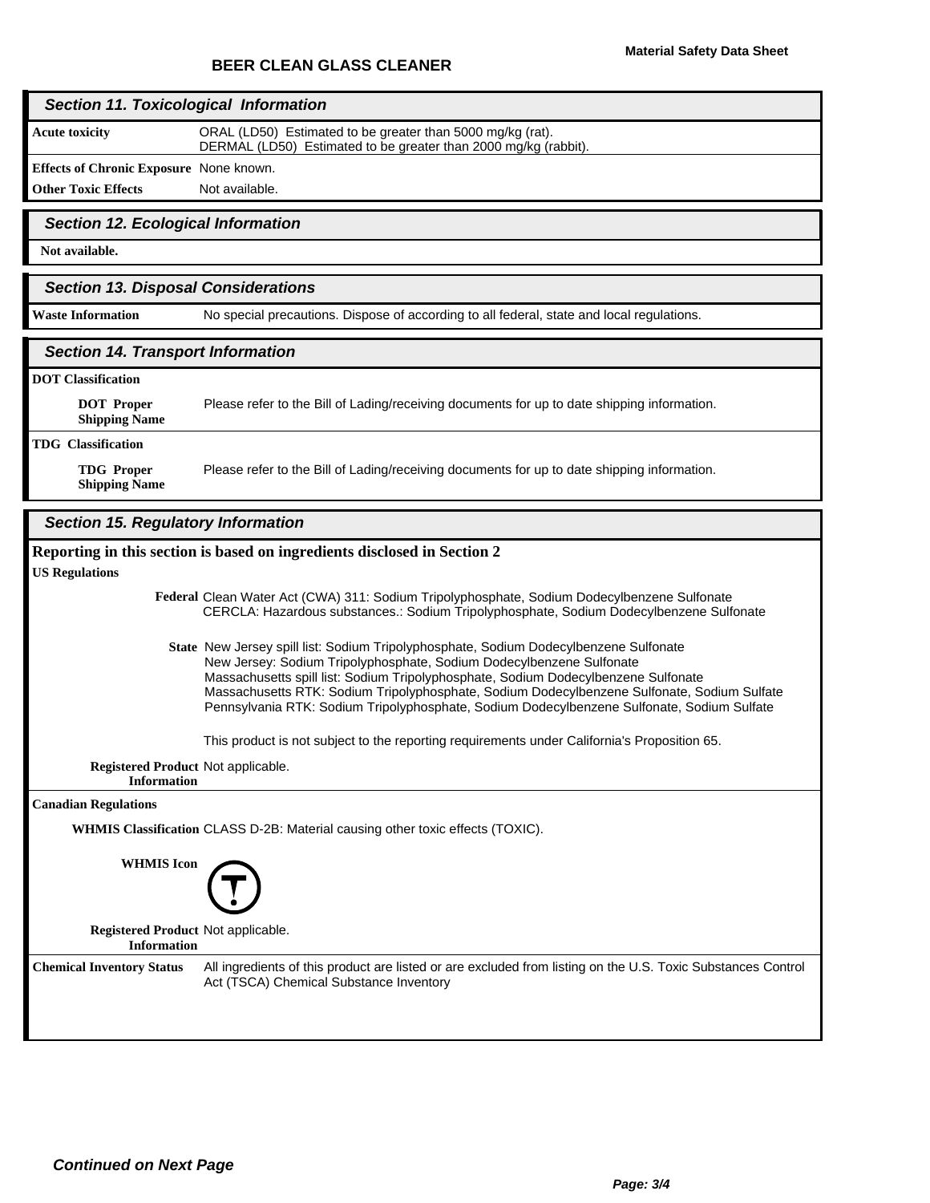## Section 11. Toxicological Information

**Acute toxicity**
ORAL (LD50) Estimated to be greater than 5000 mg/kg (rat).
DERMAL (LD50) Estimated to be greater than 2000 mg/kg (rabbit).

**Effects of Chronic Exposure** None known.

**Other Toxic Effects** Not available.

## Section 12. Ecological Information

**Not available.**

## Section 13. Disposal Considerations

**Waste Information** No special precautions. Dispose of according to all federal, state and local regulations.

## Section 14. Transport Information

**DOT Classification**

**DOT Proper Shipping Name** Please refer to the Bill of Lading/receiving documents for up to date shipping information.

**TDG Classification**

**TDG Proper Shipping Name** Please refer to the Bill of Lading/receiving documents for up to date shipping information.

## Section 15. Regulatory Information

**Reporting in this section is based on ingredients disclosed in Section 2**

**US Regulations**

**Federal**
Clean Water Act (CWA) 311: Sodium Tripolyphosphate, Sodium Dodecylbenzene Sulfonate
CERCLA: Hazardous substances.: Sodium Tripolyphosphate, Sodium Dodecylbenzene Sulfonate

**State**
New Jersey spill list: Sodium Tripolyphosphate, Sodium Dodecylbenzene Sulfonate
New Jersey: Sodium Tripolyphosphate, Sodium Dodecylbenzene Sulfonate
Massachusetts spill list: Sodium Tripolyphosphate, Sodium Dodecylbenzene Sulfonate
Massachusetts RTK: Sodium Tripolyphosphate, Sodium Dodecylbenzene Sulfonate, Sodium Sulfate
Pennsylvania RTK: Sodium Tripolyphosphate, Sodium Dodecylbenzene Sulfonate, Sodium Sulfate

This product is not subject to the reporting requirements under California's Proposition 65.

**Registered Product Information** Not applicable.

**Canadian Regulations**

**WHMIS Classification** CLASS D-2B: Material causing other toxic effects (TOXIC).

**WHMIS Icon**

**Registered Product Information** Not applicable.

**Chemical Inventory Status** All ingredients of this product are listed or are excluded from listing on the U.S. Toxic Substances Control Act (TSCA) Chemical Substance Inventory

*Continued on Next Page*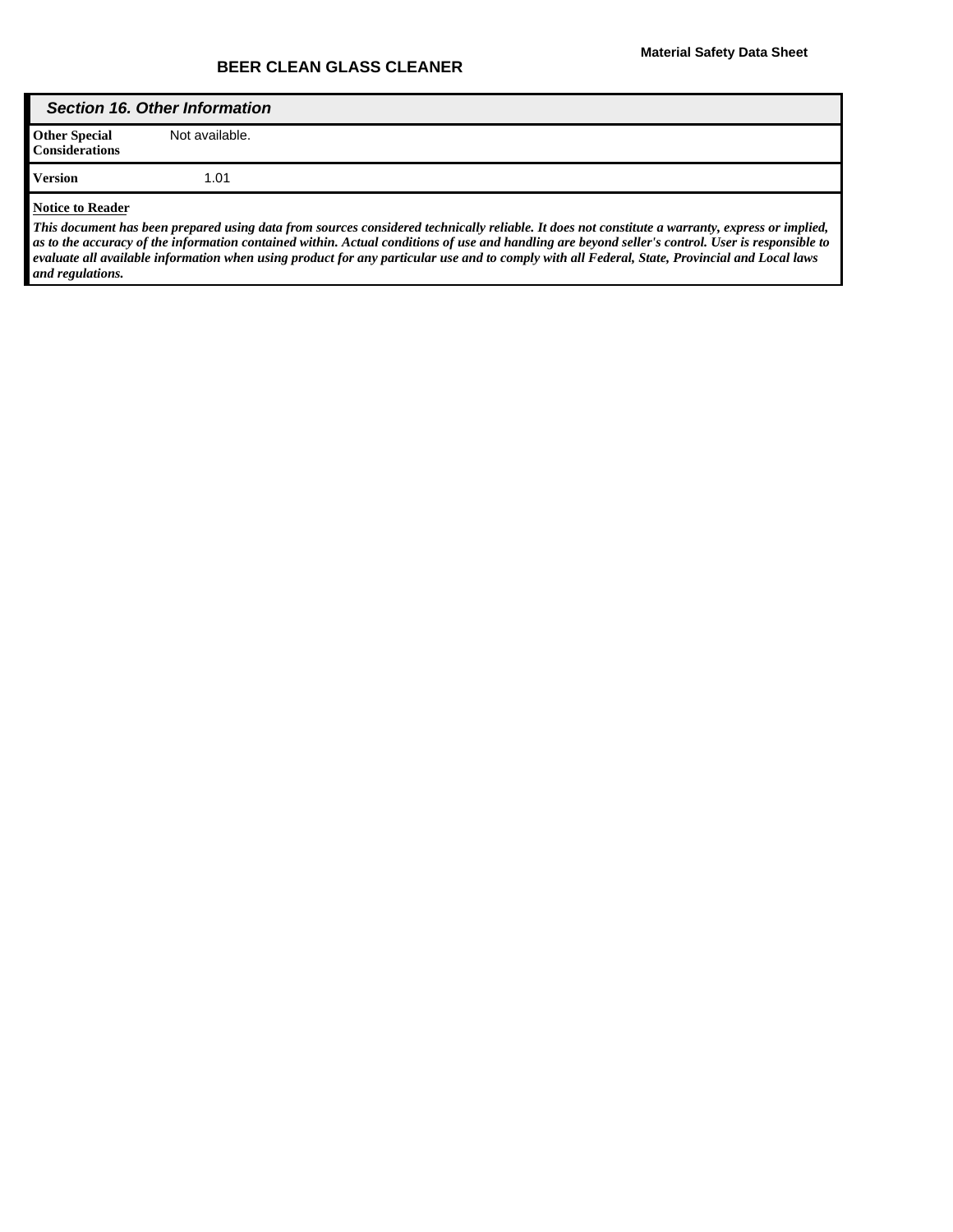## Section 16. Other Information

| | |
|---|---|
| **Other Special Considerations** | Not available. |
| **Version** | 1.01 |

**Notice to Reader**

***This document has been prepared using data from sources considered technically reliable. It does not constitute a warranty, express or implied, as to the accuracy of the information contained within. Actual conditions of use and handling are beyond seller's control. User is responsible to evaluate all available information when using product for any particular use and to comply with all Federal, State, Provincial and Local laws and regulations.***